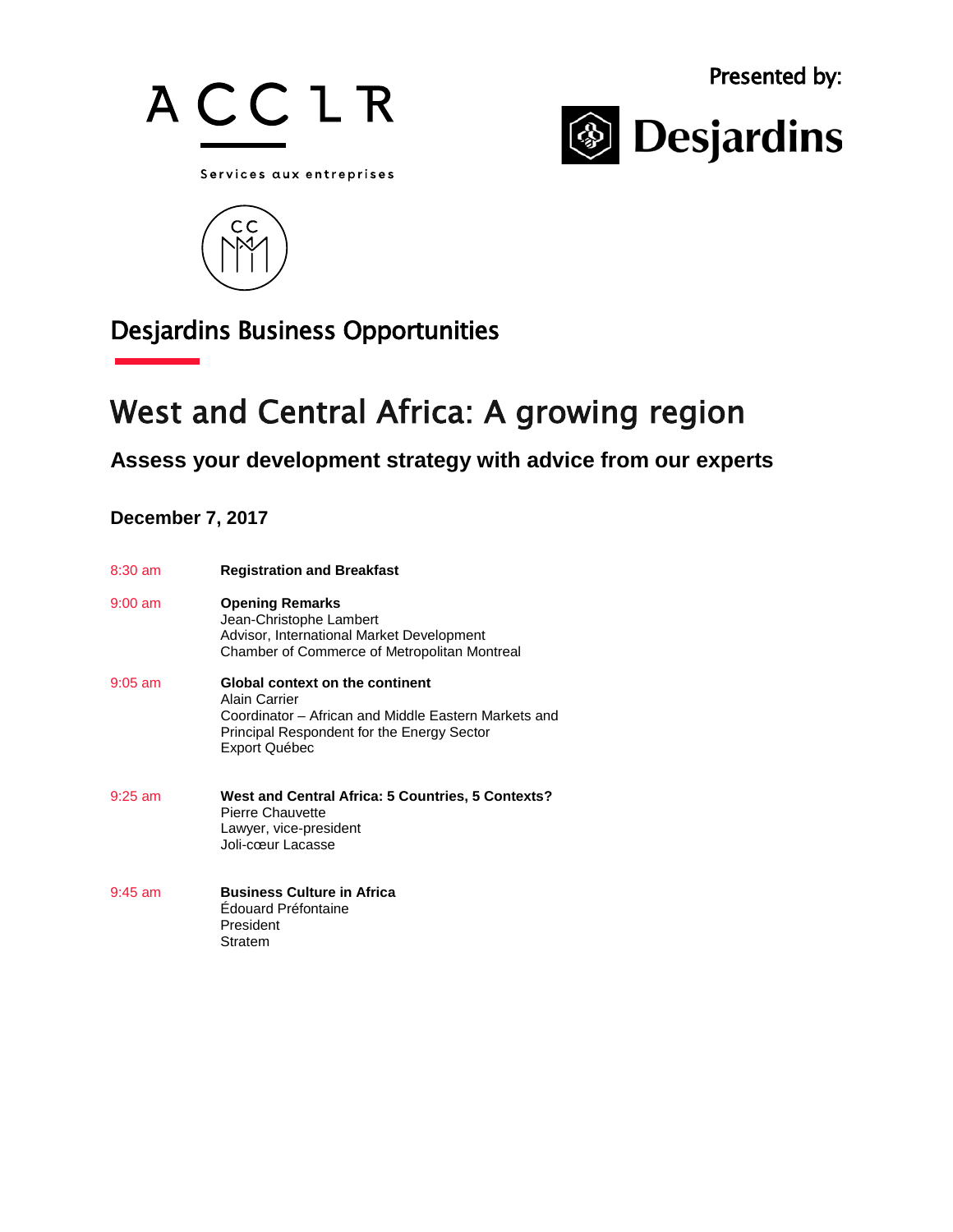ACCLR

Services aux entreprises

Presented by:

Desjardins

Desjardins Business Opportunities

# West and Central Africa: A growing region

## Assess your development strategy with advice from our experts

**December 7, 2017**

8:30 am **Registration and Breakfast**

9:00 am **Opening Remarks**
Jean-Christophe Lambert
Advisor, International Market Development
Chamber of Commerce of Metropolitan Montreal

9:05 am **Global context on the continent**
Alain Carrier
Coordinator – African and Middle Eastern Markets and
Principal Respondent for the Energy Sector
Export Québec

9:25 am **West and Central Africa: 5 Countries, 5 Contexts?**
Pierre Chauvette
Lawyer, vice-president
Joli-cœur Lacasse

9:45 am **Business Culture in Africa**
Édouard Préfontaine
President
Stratem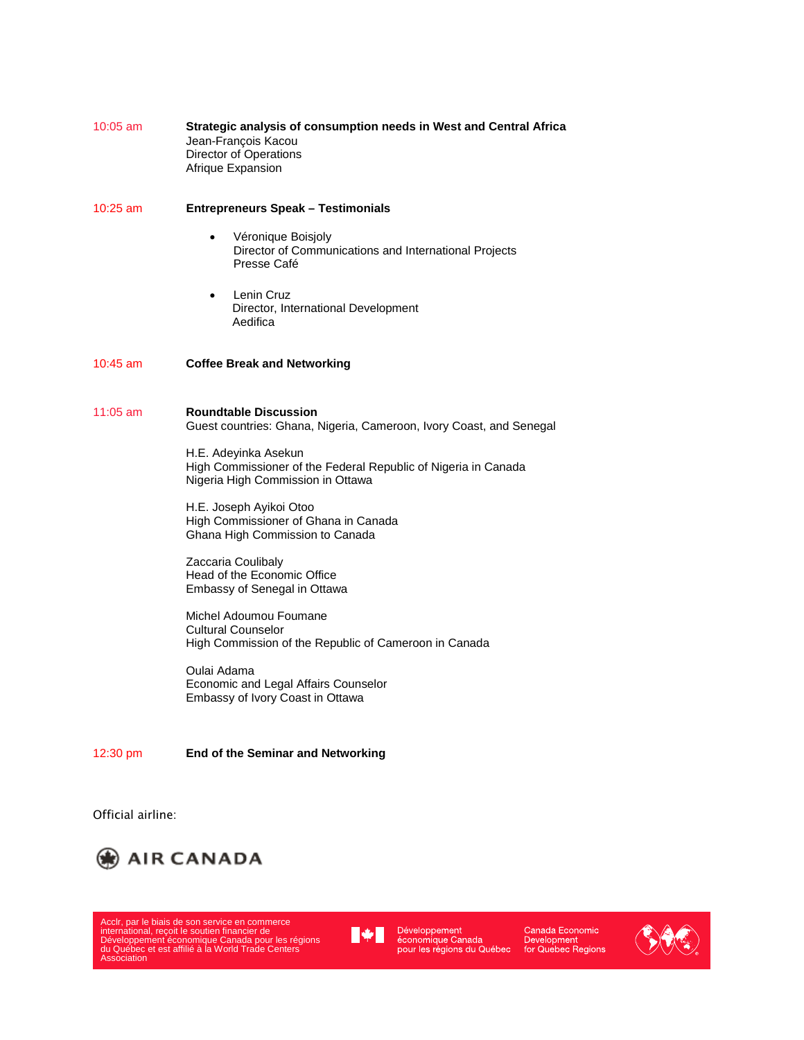10:05 am **Strategic analysis of consumption needs in West and Central Africa**
Jean-François Kacou
Director of Operations
Afrique Expansion

10:25 am **Entrepreneurs Speak – Testimonials**

- Véronique Boisjoly
  Director of Communications and International Projects
  Presse Café

- Lenin Cruz
  Director, International Development
  Aedifica

10:45 am **Coffee Break and Networking**

11:05 am **Roundtable Discussion**
Guest countries: Ghana, Nigeria, Cameroon, Ivory Coast, and Senegal

H.E. Adeyinka Asekun
High Commissioner of the Federal Republic of Nigeria in Canada
Nigeria High Commission in Ottawa

H.E. Joseph Ayikoi Otoo
High Commissioner of Ghana in Canada
Ghana High Commission to Canada

Zaccaria Coulibaly
Head of the Economic Office
Embassy of Senegal in Ottawa

Michel Adoumou Foumane
Cultural Counselor
High Commission of the Republic of Cameroon in Canada

Oulai Adama
Economic and Legal Affairs Counselor
Embassy of Ivory Coast in Ottawa

12:30 pm **End of the Seminar and Networking**

Official airline:

AIR CANADA

Acclr, par le biais de son service en commerce international, reçoit le soutien financier de Développement économique Canada pour les régions du Québec et est affilié à la World Trade Centers Association

Développement économique Canada pour les régions du Québec

Canada Economic Development for Quebec Regions